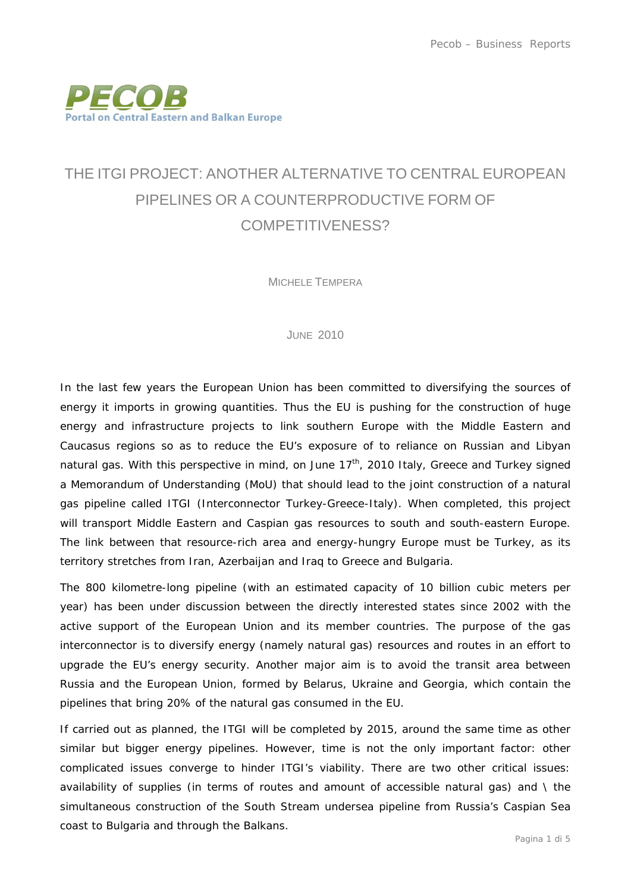PECOB
Portal on Central Eastern and Balkan Europe

# THE ITGI PROJECT: ANOTHER ALTERNATIVE TO CENTRAL EUROPEAN PIPELINES OR A COUNTERPRODUCTIVE FORM OF COMPETITIVENESS?

MICHELE TEMPERA

JUNE 2010

In the last few years the European Union has been committed to diversifying the sources of energy it imports in growing quantities. Thus the EU is pushing for the construction of huge energy and infrastructure projects to link southern Europe with the Middle Eastern and Caucasus regions so as to reduce the EU's exposure of to reliance on Russian and Libyan natural gas. With this perspective in mind, on June 17th, 2010 Italy, Greece and Turkey signed a Memorandum of Understanding (MoU) that should lead to the joint construction of a natural gas pipeline called ITGI (Interconnector Turkey-Greece-Italy). When completed, this project will transport Middle Eastern and Caspian gas resources to south and south-eastern Europe. The link between that resource-rich area and energy-hungry Europe must be Turkey, as its territory stretches from Iran, Azerbaijan and Iraq to Greece and Bulgaria.

The 800 kilometre-long pipeline (with an estimated capacity of 10 billion cubic meters per year) has been under discussion between the directly interested states since 2002 with the active support of the European Union and its member countries. The purpose of the gas interconnector is to diversify energy (namely natural gas) resources and routes in an effort to upgrade the EU's energy security. Another major aim is to avoid the transit area between Russia and the European Union, formed by Belarus, Ukraine and Georgia, which contain the pipelines that bring 20% of the natural gas consumed in the EU.

If carried out as planned, the ITGI will be completed by 2015, around the same time as other similar but bigger energy pipelines. However, time is not the only important factor: other complicated issues converge to hinder ITGI's viability. There are two other critical issues: availability of supplies (in terms of routes and amount of accessible natural gas) and \ the simultaneous construction of the South Stream undersea pipeline from Russia's Caspian Sea coast to Bulgaria and through the Balkans.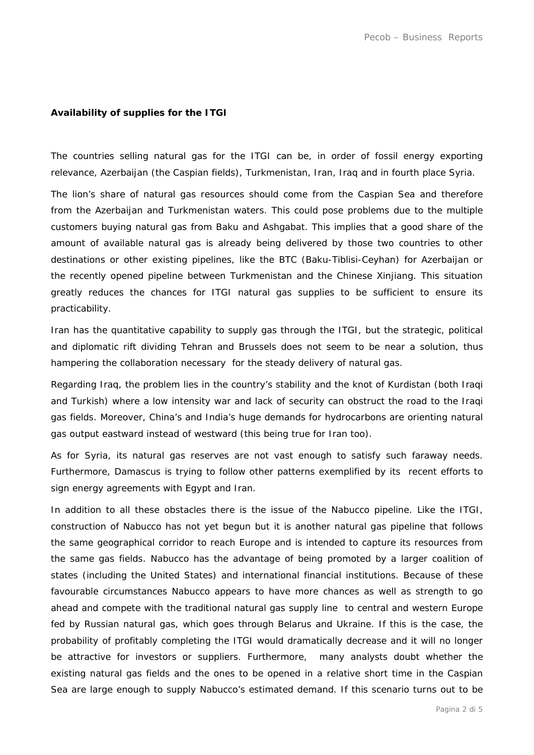**Availability of supplies for the ITGI**

The countries selling natural gas for the ITGI can be, in order of fossil energy exporting relevance, Azerbaijan (the Caspian fields), Turkmenistan, Iran, Iraq and in fourth place Syria.

The lion's share of natural gas resources should come from the Caspian Sea and therefore from the Azerbaijan and Turkmenistan waters. This could pose problems due to the multiple customers buying natural gas from Baku and Ashgabat. This implies that a good share of the amount of available natural gas is already being delivered by those two countries to other destinations or other existing pipelines, like the BTC (Baku-Tiblisi-Ceyhan) for Azerbaijan or the recently opened pipeline between Turkmenistan and the Chinese Xinjiang. This situation greatly reduces the chances for ITGI natural gas supplies to be sufficient to ensure its practicability.

Iran has the quantitative capability to supply gas through the ITGI, but the strategic, political and diplomatic rift dividing Tehran and Brussels does not seem to be near a solution, thus hampering the collaboration necessary for the steady delivery of natural gas.

Regarding Iraq, the problem lies in the country's stability and the knot of Kurdistan (both Iraqi and Turkish) where a low intensity war and lack of security can obstruct the road to the Iraqi gas fields. Moreover, China's and India's huge demands for hydrocarbons are orienting natural gas output eastward instead of westward (this being true for Iran too).

As for Syria, its natural gas reserves are not vast enough to satisfy such faraway needs. Furthermore, Damascus is trying to follow other patterns exemplified by its recent efforts to sign energy agreements with Egypt and Iran.

In addition to all these obstacles there is the issue of the Nabucco pipeline. Like the ITGI, construction of Nabucco has not yet begun but it is another natural gas pipeline that follows the same geographical corridor to reach Europe and is intended to capture its resources from the same gas fields. Nabucco has the advantage of being promoted by a larger coalition of states (including the United States) and international financial institutions. Because of these favourable circumstances Nabucco appears to have more chances as well as strength to go ahead and compete with the traditional natural gas supply line to central and western Europe fed by Russian natural gas, which goes through Belarus and Ukraine. If this is the case, the probability of profitably completing the ITGI would dramatically decrease and it will no longer be attractive for investors or suppliers. Furthermore, many analysts doubt whether the existing natural gas fields and the ones to be opened in a relative short time in the Caspian Sea are large enough to supply Nabucco's estimated demand. If this scenario turns out to be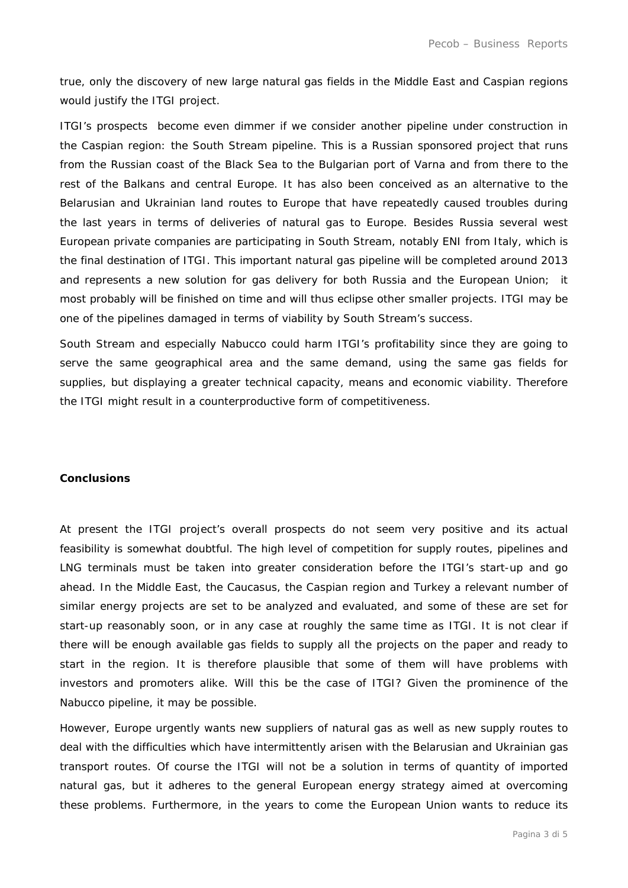true, only the discovery of new large natural gas fields in the Middle East and Caspian regions would justify the ITGI project.

ITGI's prospects become even dimmer if we consider another pipeline under construction in the Caspian region: the South Stream pipeline. This is a Russian sponsored project that runs from the Russian coast of the Black Sea to the Bulgarian port of Varna and from there to the rest of the Balkans and central Europe. It has also been conceived as an alternative to the Belarusian and Ukrainian land routes to Europe that have repeatedly caused troubles during the last years in terms of deliveries of natural gas to Europe. Besides Russia several west European private companies are participating in South Stream, notably ENI from Italy, which is the final destination of ITGI. This important natural gas pipeline will be completed around 2013 and represents a new solution for gas delivery for both Russia and the European Union; it most probably will be finished on time and will thus eclipse other smaller projects. ITGI may be one of the pipelines damaged in terms of viability by South Stream's success.

South Stream and especially Nabucco could harm ITGI's profitability since they are going to serve the same geographical area and the same demand, using the same gas fields for supplies, but displaying a greater technical capacity, means and economic viability. Therefore the ITGI might result in a counterproductive form of competitiveness.

**Conclusions**

At present the ITGI project's overall prospects do not seem very positive and its actual feasibility is somewhat doubtful. The high level of competition for supply routes, pipelines and LNG terminals must be taken into greater consideration before the ITGI's start-up and go ahead. In the Middle East, the Caucasus, the Caspian region and Turkey a relevant number of similar energy projects are set to be analyzed and evaluated, and some of these are set for start-up reasonably soon, or in any case at roughly the same time as ITGI. It is not clear if there will be enough available gas fields to supply all the projects on the paper and ready to start in the region. It is therefore plausible that some of them will have problems with investors and promoters alike. Will this be the case of ITGI? Given the prominence of the Nabucco pipeline, it may be possible.

However, Europe urgently wants new suppliers of natural gas as well as new supply routes to deal with the difficulties which have intermittently arisen with the Belarusian and Ukrainian gas transport routes. Of course the ITGI will not be a solution in terms of quantity of imported natural gas, but it adheres to the general European energy strategy aimed at overcoming these problems. Furthermore, in the years to come the European Union wants to reduce its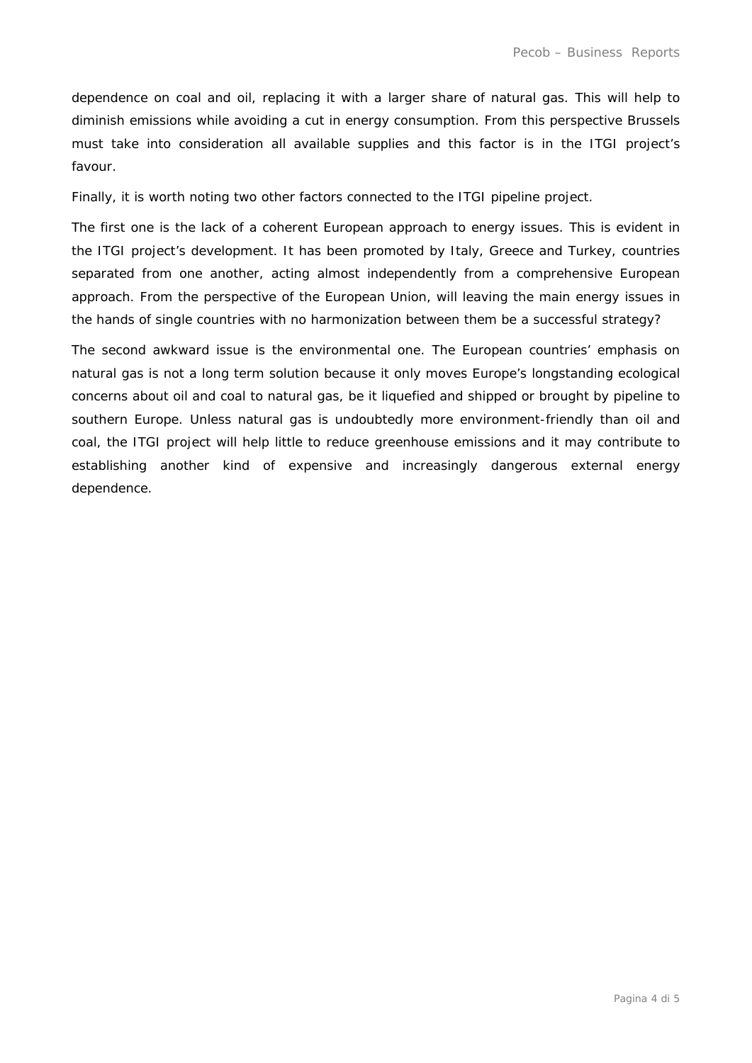dependence on coal and oil, replacing it with a larger share of natural gas. This will help to diminish emissions while avoiding a cut in energy consumption. From this perspective Brussels must take into consideration all available supplies and this factor is in the ITGI project's favour.

Finally, it is worth noting two other factors connected to the ITGI pipeline project.

The first one is the lack of a coherent European approach to energy issues. This is evident in the ITGI project's development. It has been promoted by Italy, Greece and Turkey, countries separated from one another, acting almost independently from a comprehensive European approach. From the perspective of the European Union, will leaving the main energy issues in the hands of single countries with no harmonization between them be a successful strategy?

The second awkward issue is the environmental one. The European countries' emphasis on natural gas is not a long term solution because it only moves Europe's longstanding ecological concerns about oil and coal to natural gas, be it liquefied and shipped or brought by pipeline to southern Europe. Unless natural gas is undoubtedly more environment-friendly than oil and coal, the ITGI project will help little to reduce greenhouse emissions and it may contribute to establishing another kind of expensive and increasingly dangerous external energy dependence.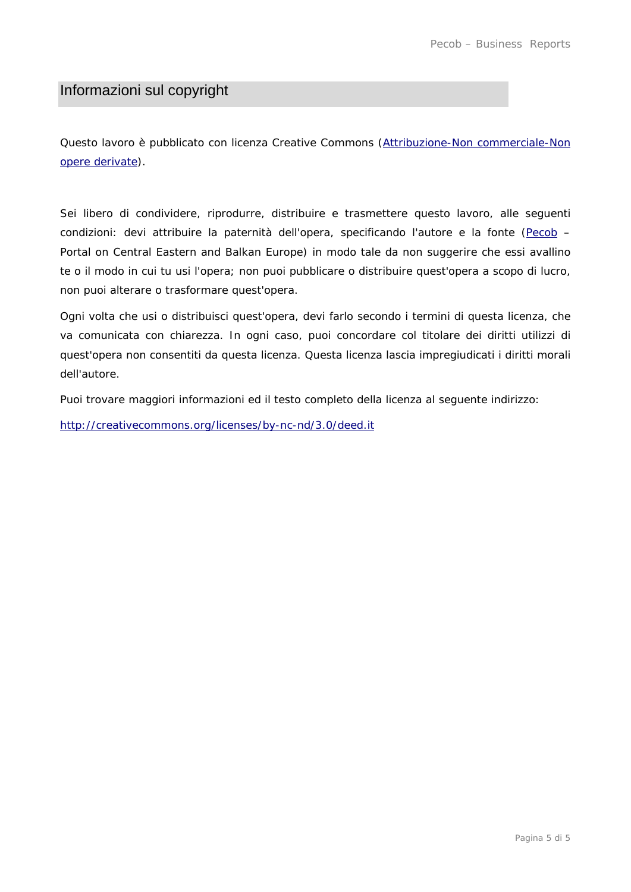## Informazioni sul copyright

Questo lavoro è pubblicato con licenza Creative Commons (Attribuzione-Non commerciale-Non opere derivate).

Sei libero di condividere, riprodurre, distribuire e trasmettere questo lavoro, alle seguenti condizioni: devi attribuire la paternità dell'opera, specificando l'autore e la fonte (Pecob – Portal on Central Eastern and Balkan Europe) in modo tale da non suggerire che essi avallino te o il modo in cui tu usi l'opera; non puoi pubblicare o distribuire quest'opera a scopo di lucro, non puoi alterare o trasformare quest'opera.

Ogni volta che usi o distribuisci quest'opera, devi farlo secondo i termini di questa licenza, che va comunicata con chiarezza. In ogni caso, puoi concordare col titolare dei diritti utilizzi di quest'opera non consentiti da questa licenza. Questa licenza lascia impregiudicati i diritti morali dell'autore.

Puoi trovare maggiori informazioni ed il testo completo della licenza al seguente indirizzo:

http://creativecommons.org/licenses/by-nc-nd/3.0/deed.it